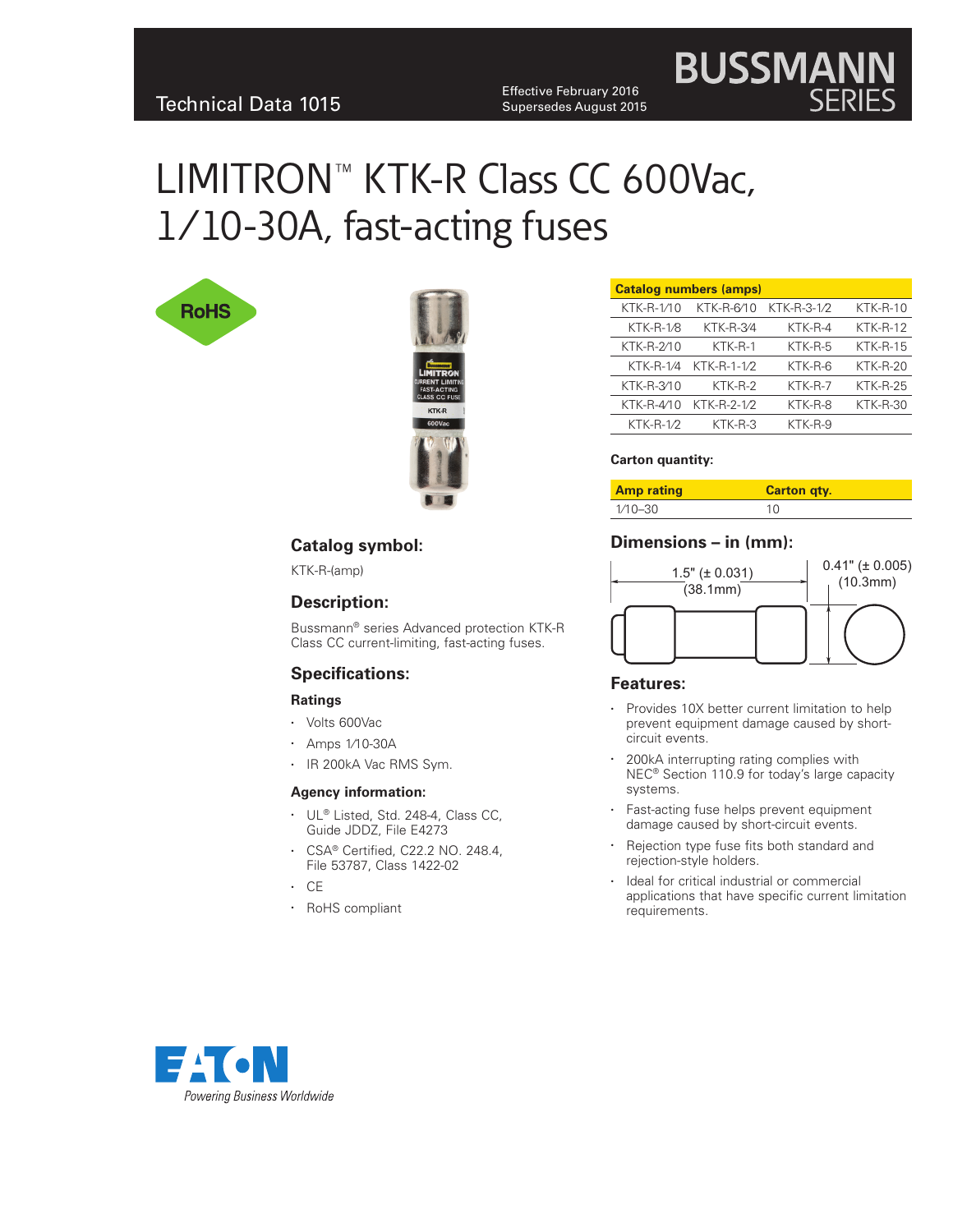Technical Data 1015

Effective February 2016
Supersedes August 2015

# LIMITRON™ KTK-R Class CC 600Vac, 1/10-30A, fast-acting fuses

| Catalog numbers (amps) | | | |
|---|---|---|---|
| KTK-R-1⁄10 | KTK-R-6⁄10 | KTK-R-3-1⁄2 | KTK-R-10 |
| KTK-R-1⁄8 | KTK-R-3⁄4 | KTK-R-4 | KTK-R-12 |
| KTK-R-2⁄10 | KTK-R-1 | KTK-R-5 | KTK-R-15 |
| KTK-R-1⁄4 | KTK-R-1-1⁄2 | KTK-R-6 | KTK-R-20 |
| KTK-R-3⁄10 | KTK-R-2 | KTK-R-7 | KTK-R-25 |
| KTK-R-4⁄10 | KTK-R-2-1⁄2 | KTK-R-8 | KTK-R-30 |
| KTK-R-1⁄2 | KTK-R-3 | KTK-R-9 | |

**Carton quantity:**

| Amp rating | Carton qty. |
|---|---|
| 1⁄10–30 | 10 |

## Catalog symbol:

KTK-R-(amp)

## Description:

Bussmann® series Advanced protection KTK-R Class CC current-limiting, fast-acting fuses.

## Specifications:

### Ratings

- Volts 600Vac
- Amps 1⁄10-30A
- IR 200kA Vac RMS Sym.

### Agency information:

- UL® Listed, Std. 248-4, Class CC, Guide JDDZ, File E4273
- CSA® Certified, C22.2 NO. 248.4, File 53787, Class 1422-02
- CE
- RoHS compliant

## Dimensions – in (mm):

1.5" (± 0.031) (38.1mm)

0.41" (± 0.005) (10.3mm)

## Features:

- Provides 10X better current limitation to help prevent equipment damage caused by short-circuit events.
- 200kA interrupting rating complies with NEC® Section 110.9 for today's large capacity systems.
- Fast-acting fuse helps prevent equipment damage caused by short-circuit events.
- Rejection type fuse fits both standard and rejection-style holders.
- Ideal for critical industrial or commercial applications that have specific current limitation requirements.

Powering Business Worldwide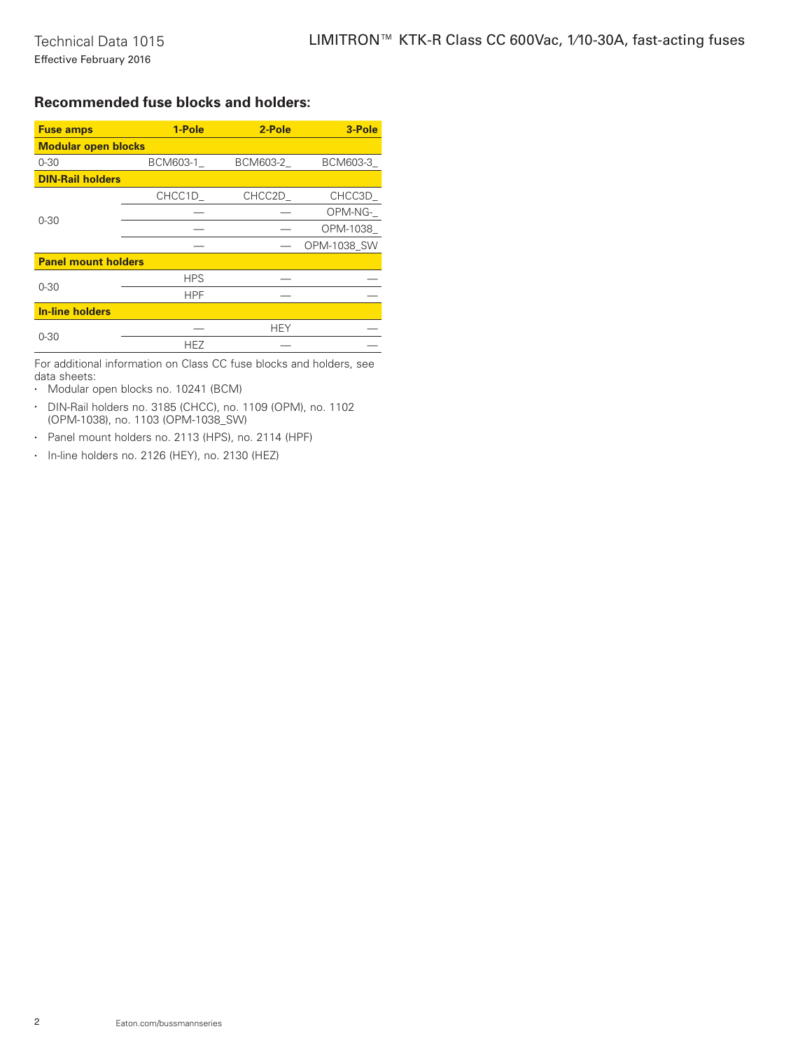## Recommended fuse blocks and holders:

| Fuse amps | 1-Pole | 2-Pole | 3-Pole |
|---|---|---|---|
| **Modular open blocks** | | | |
| 0-30 | BCM603-1_ | BCM603-2_ | BCM603-3_ |
| **DIN-Rail holders** | | | |
| 0-30 | CHCC1D_ | CHCC2D_ | CHCC3D_ |
| | — | — | OPM-NG-_ |
| | — | — | OPM-1038_ |
| | — | — | OPM-1038_SW |
| **Panel mount holders** | | | |
| 0-30 | HPS | — | — |
| | HPF | — | — |
| **In-line holders** | | | |
| 0-30 | — | HEY | — |
| | HEZ | — | — |

For additional information on Class CC fuse blocks and holders, see data sheets:

- Modular open blocks no. 10241 (BCM)
- DIN-Rail holders no. 3185 (CHCC), no. 1109 (OPM), no. 1102 (OPM-1038), no. 1103 (OPM-1038_SW)
- Panel mount holders no. 2113 (HPS), no. 2114 (HPF)
- In-line holders no. 2126 (HEY), no. 2130 (HEZ)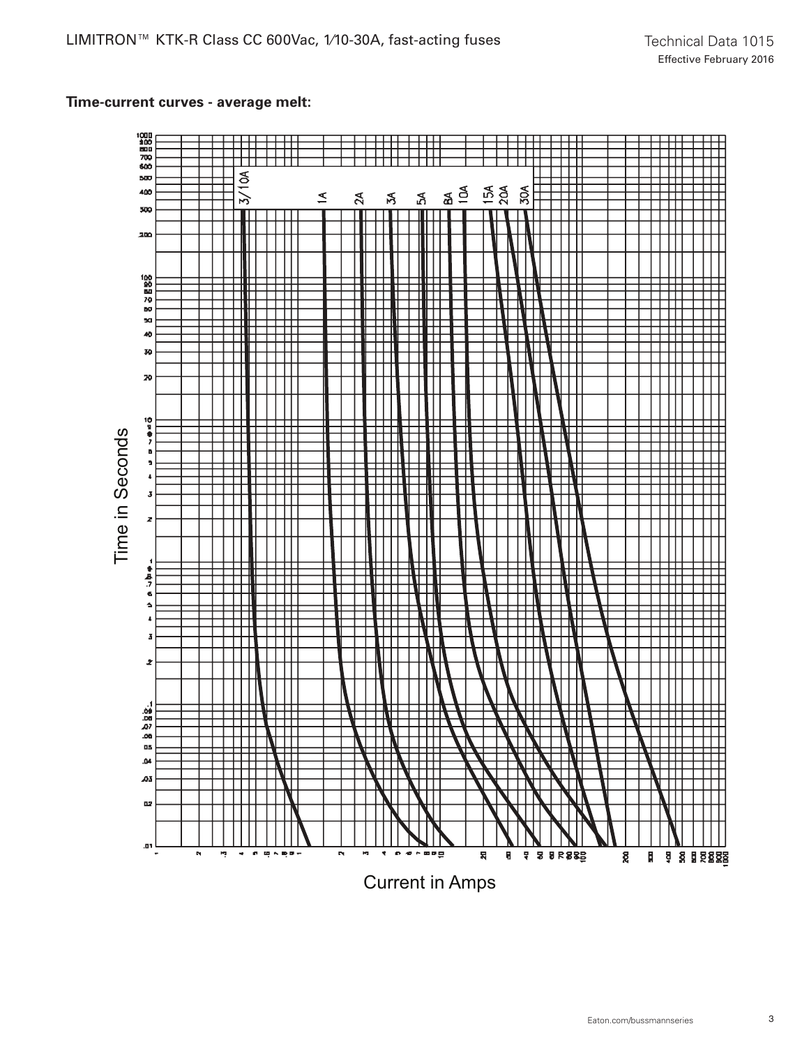**Time-current curves - average melt:**

Time in Seconds

3/10A 1A 2A 3A 5A 8A 10A 15A 20A 30A

Current in Amps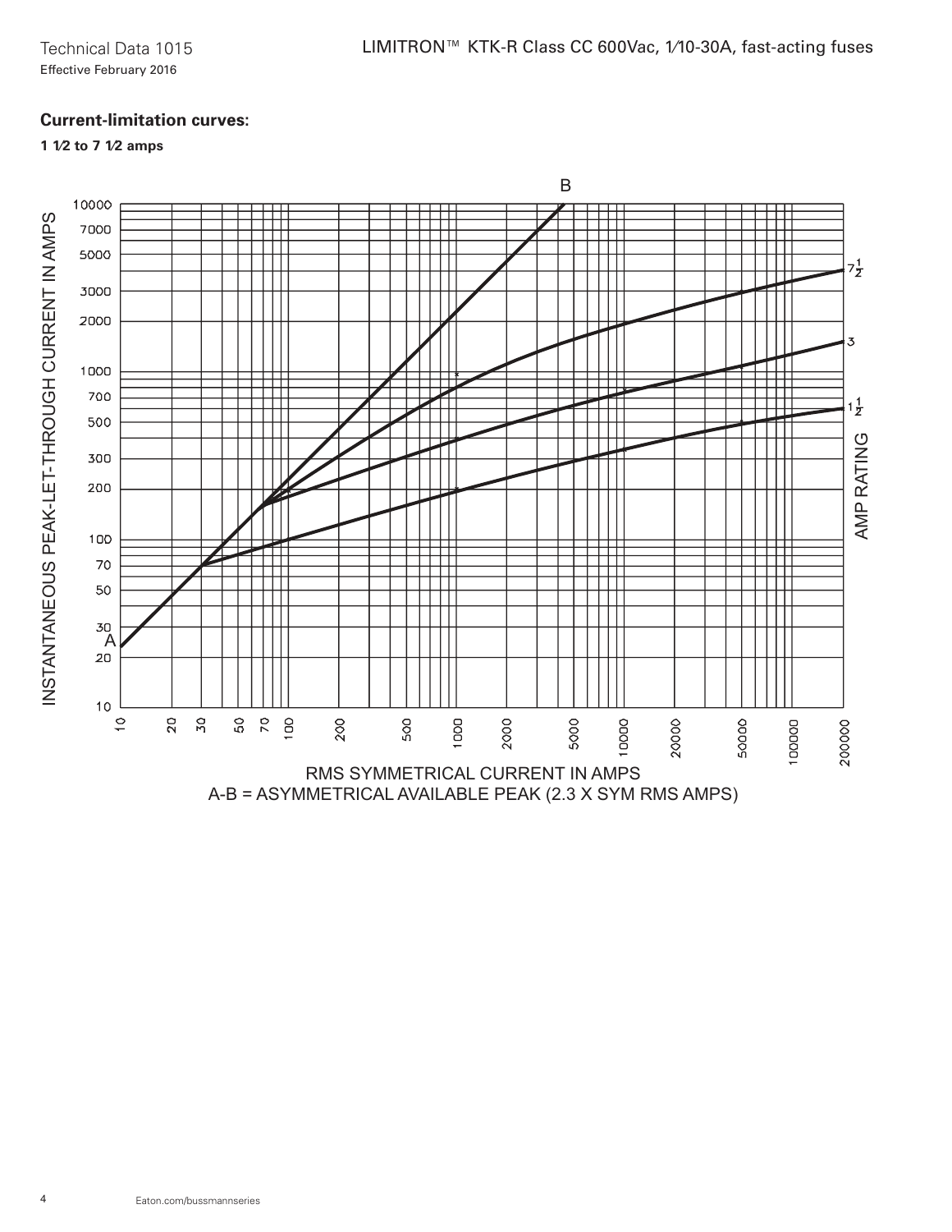## Current-limitation curves:

**1 1⁄2 to 7 1⁄2 amps**

B

INSTANTANEOUS PEAK-LET-THROUGH CURRENT IN AMPS

10000, 7000, 5000, 3000, 2000, 1000, 700, 500, 300, 200, 100, 70, 50, 30, 20, 10

A

AMP RATING: $7\frac{1}{2}$, 3, $1\frac{1}{2}$

10, 20, 30, 50, 70, 100, 200, 500, 1000, 2000, 5000, 10000, 20000, 50000, 100000, 200000

RMS SYMMETRICAL CURRENT IN AMPS

A-B = ASYMMETRICAL AVAILABLE PEAK (2.3 X SYM RMS AMPS)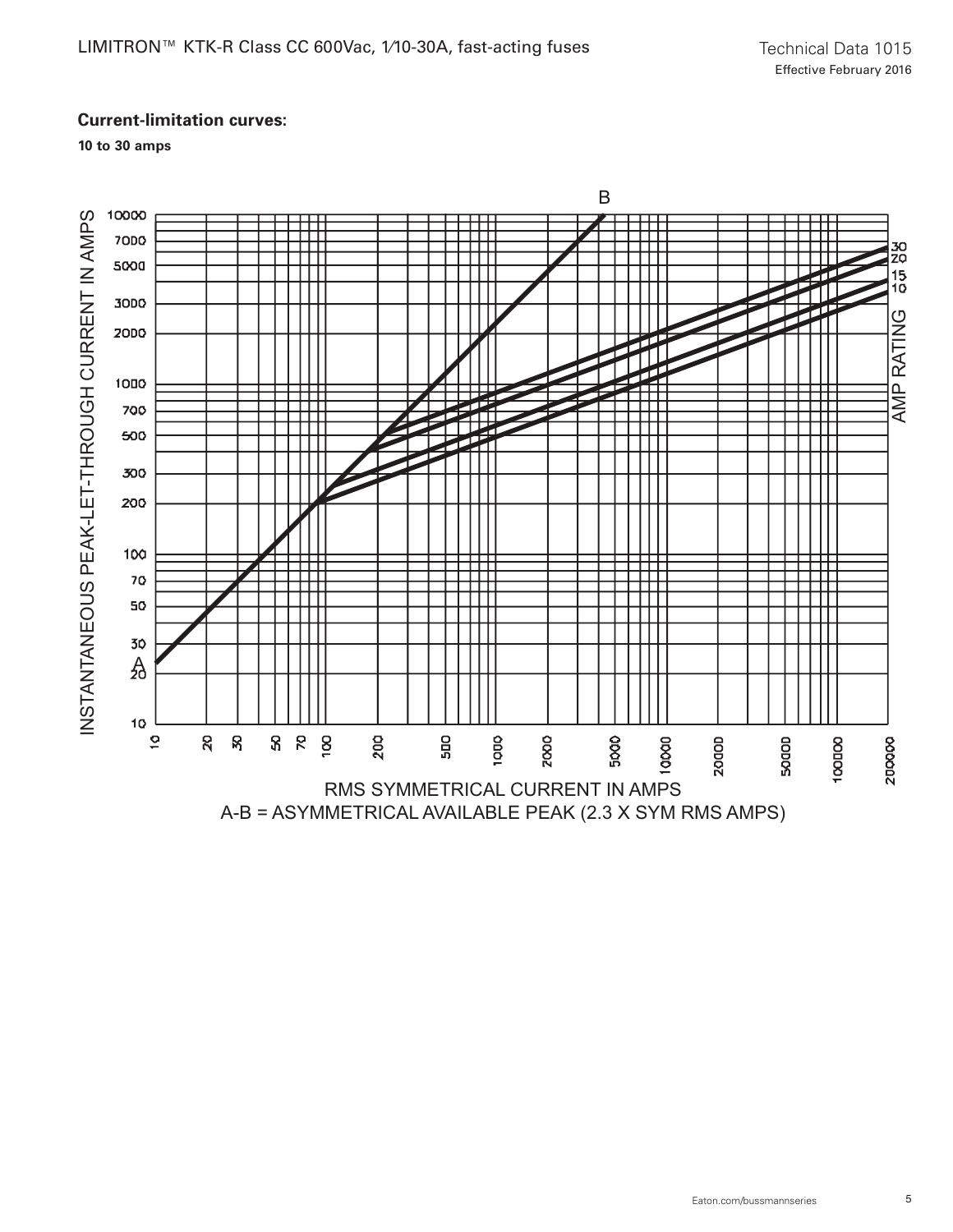**Current-limitation curves:**

**10 to 30 amps**

INSTANTANEOUS PEAK-LET-THROUGH CURRENT IN AMPS

RMS SYMMETRICAL CURRENT IN AMPS

A-B = ASYMMETRICAL AVAILABLE PEAK (2.3 X SYM RMS AMPS)

AMP RATING: 30, 20, 15, 10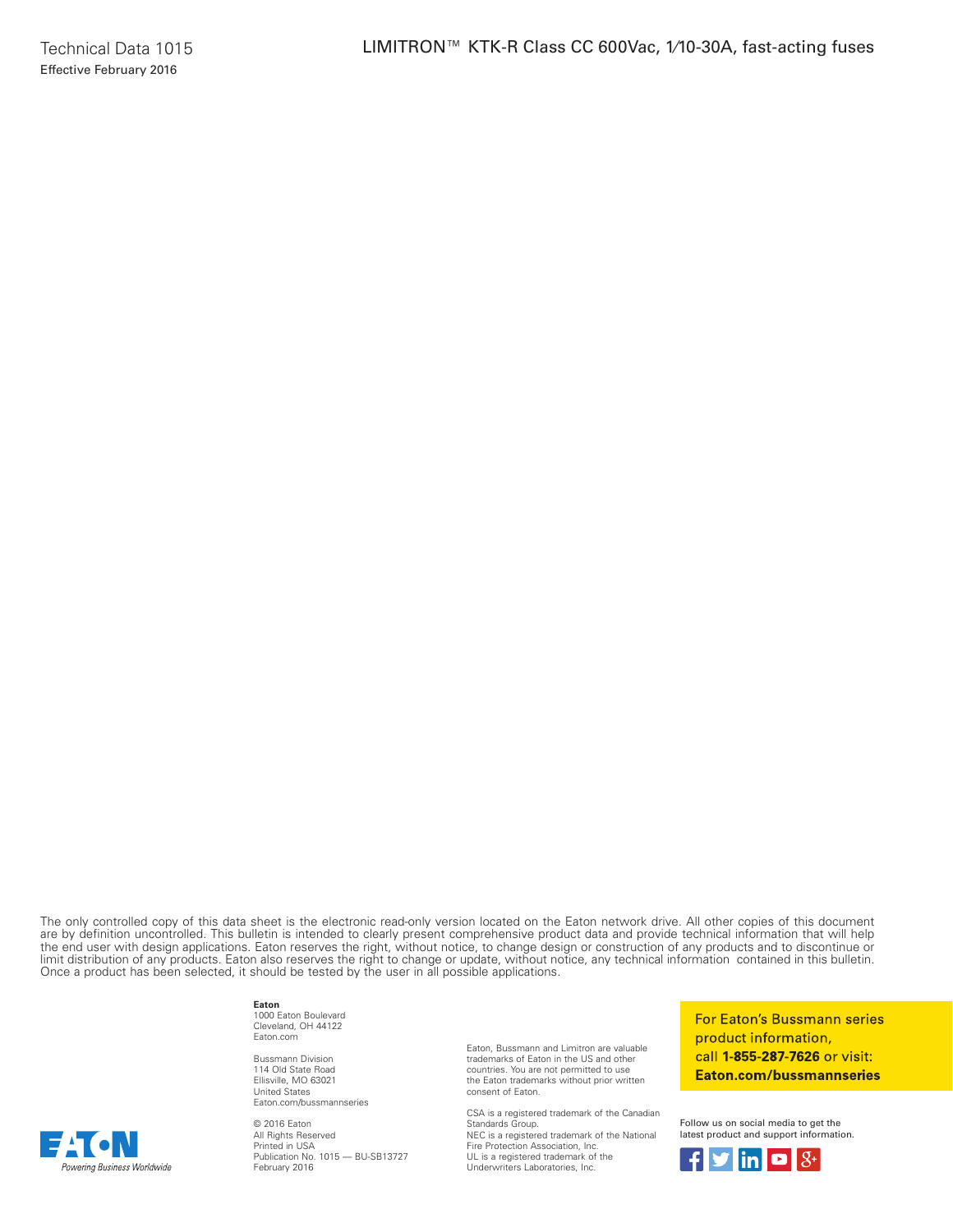The only controlled copy of this data sheet is the electronic read-only version located on the Eaton network drive. All other copies of this document are by definition uncontrolled. This bulletin is intended to clearly present comprehensive product data and provide technical information that will help the end user with design applications. Eaton reserves the right, without notice, to change design or construction of any products and to discontinue or limit distribution of any products. Eaton also reserves the right to change or update, without notice, any technical information contained in this bulletin. Once a product has been selected, it should be tested by the user in all possible applications.

**Eaton**
1000 Eaton Boulevard
Cleveland, OH 44122
Eaton.com

Bussmann Division
114 Old State Road
Ellisville, MO 63021
United States
Eaton.com/bussmannseries

© 2016 Eaton
All Rights Reserved
Printed in USA
Publication No. 1015 — BU-SB13727
February 2016

Eaton, Bussmann and Limitron are valuable trademarks of Eaton in the US and other countries. You are not permitted to use the Eaton trademarks without prior written consent of Eaton.

CSA is a registered trademark of the Canadian Standards Group.
NEC is a registered trademark of the National Fire Protection Association, Inc.
UL is a registered trademark of the Underwriters Laboratories, Inc.

For Eaton's Bussmann series product information, call **1-855-287-7626** or visit: **Eaton.com/bussmannseries**

Follow us on social media to get the latest product and support information.

Powering Business Worldwide